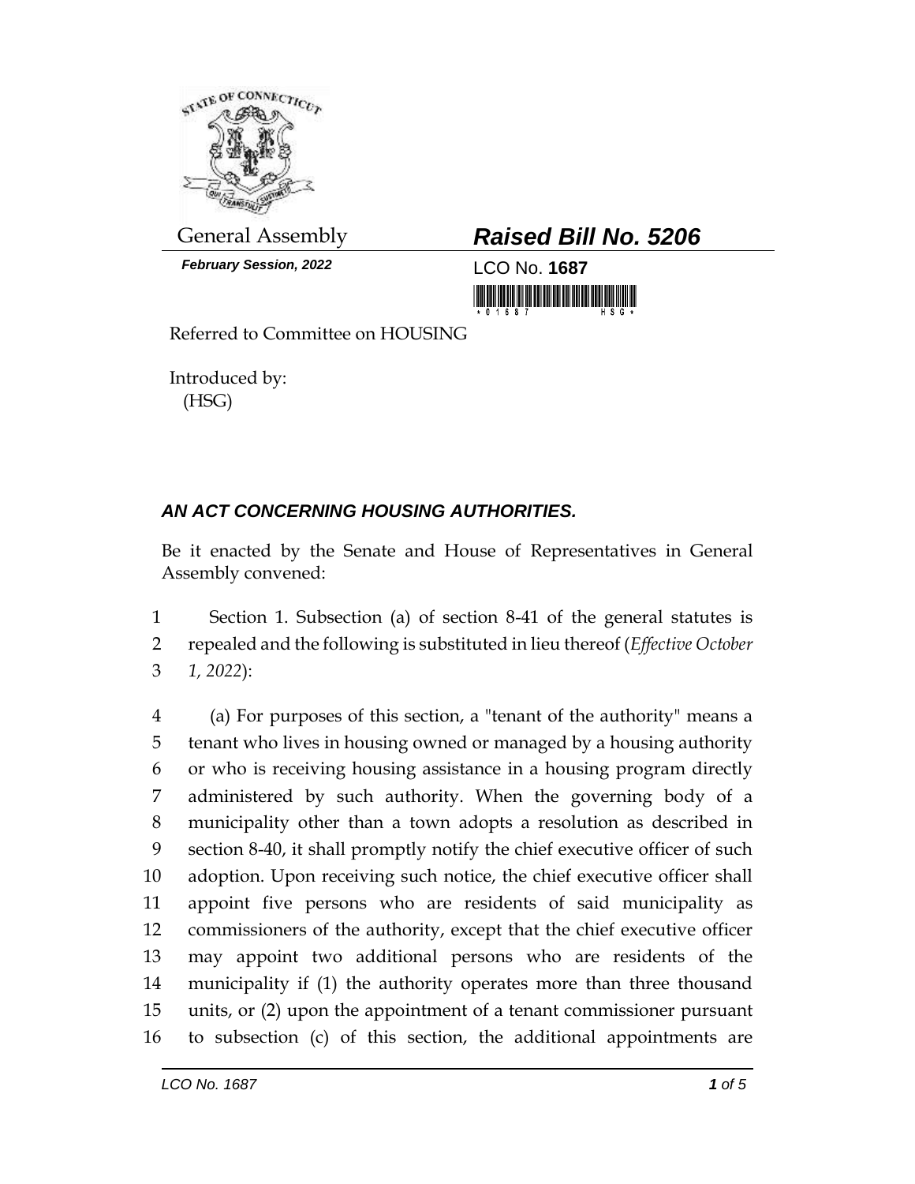General Assembly

***February Session, 2022***

## ***Raised Bill No. 5206***

LCO No. **1687**

Referred to Committee on HOUSING

Introduced by:
(HSG)

### ***AN ACT CONCERNING HOUSING AUTHORITIES.***

Be it enacted by the Senate and House of Representatives in General Assembly convened:

1 Section 1. Subsection (a) of section 8-41 of the general statutes is
2 repealed and the following is substituted in lieu thereof (*Effective October*
3 *1, 2022*):

4 (a) For purposes of this section, a "tenant of the authority" means a
5 tenant who lives in housing owned or managed by a housing authority
6 or who is receiving housing assistance in a housing program directly
7 administered by such authority. When the governing body of a
8 municipality other than a town adopts a resolution as described in
9 section 8-40, it shall promptly notify the chief executive officer of such
10 adoption. Upon receiving such notice, the chief executive officer shall
11 appoint five persons who are residents of said municipality as
12 commissioners of the authority, except that the chief executive officer
13 may appoint two additional persons who are residents of the
14 municipality if (1) the authority operates more than three thousand
15 units, or (2) upon the appointment of a tenant commissioner pursuant
16 to subsection (c) of this section, the additional appointments are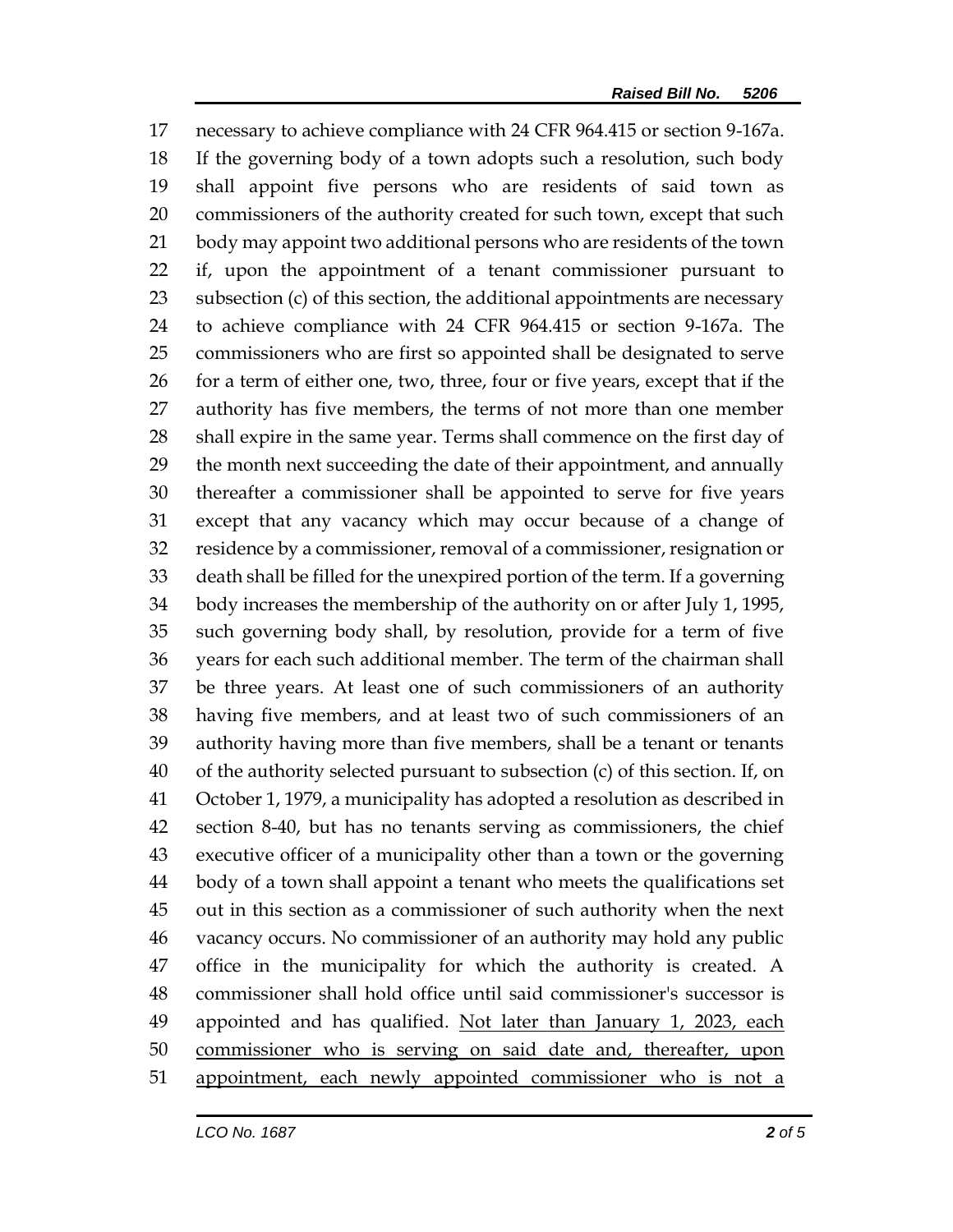17 necessary to achieve compliance with 24 CFR 964.415 or section 9-167a.
18 If the governing body of a town adopts such a resolution, such body
19 shall appoint five persons who are residents of said town as
20 commissioners of the authority created for such town, except that such
21 body may appoint two additional persons who are residents of the town
22 if, upon the appointment of a tenant commissioner pursuant to
23 subsection (c) of this section, the additional appointments are necessary
24 to achieve compliance with 24 CFR 964.415 or section 9-167a. The
25 commissioners who are first so appointed shall be designated to serve
26 for a term of either one, two, three, four or five years, except that if the
27 authority has five members, the terms of not more than one member
28 shall expire in the same year. Terms shall commence on the first day of
29 the month next succeeding the date of their appointment, and annually
30 thereafter a commissioner shall be appointed to serve for five years
31 except that any vacancy which may occur because of a change of
32 residence by a commissioner, removal of a commissioner, resignation or
33 death shall be filled for the unexpired portion of the term. If a governing
34 body increases the membership of the authority on or after July 1, 1995,
35 such governing body shall, by resolution, provide for a term of five
36 years for each such additional member. The term of the chairman shall
37 be three years. At least one of such commissioners of an authority
38 having five members, and at least two of such commissioners of an
39 authority having more than five members, shall be a tenant or tenants
40 of the authority selected pursuant to subsection (c) of this section. If, on
41 October 1, 1979, a municipality has adopted a resolution as described in
42 section 8-40, but has no tenants serving as commissioners, the chief
43 executive officer of a municipality other than a town or the governing
44 body of a town shall appoint a tenant who meets the qualifications set
45 out in this section as a commissioner of such authority when the next
46 vacancy occurs. No commissioner of an authority may hold any public
47 office in the municipality for which the authority is created. A
48 commissioner shall hold office until said commissioner's successor is
49 appointed and has qualified. <u>Not later than January 1, 2023, each</u>
50 <u>commissioner who is serving on said date and, thereafter, upon</u>
51 <u>appointment, each newly appointed commissioner who is not a</u>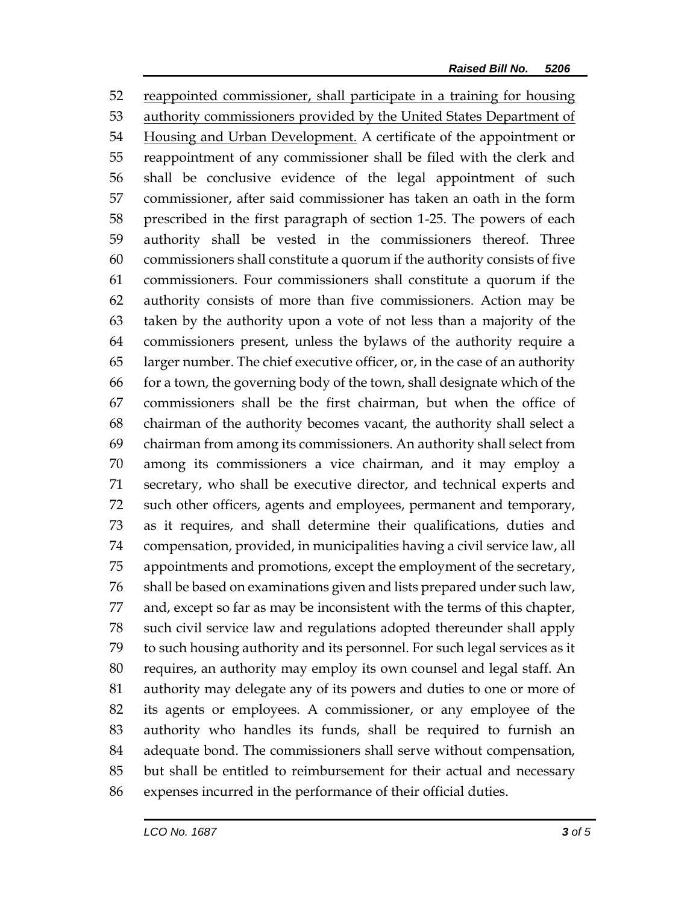reappointed commissioner, shall participate in a training for housing authority commissioners provided by the United States Department of Housing and Urban Development. A certificate of the appointment or reappointment of any commissioner shall be filed with the clerk and shall be conclusive evidence of the legal appointment of such commissioner, after said commissioner has taken an oath in the form prescribed in the first paragraph of section 1-25. The powers of each authority shall be vested in the commissioners thereof. Three commissioners shall constitute a quorum if the authority consists of five commissioners. Four commissioners shall constitute a quorum if the authority consists of more than five commissioners. Action may be taken by the authority upon a vote of not less than a majority of the commissioners present, unless the bylaws of the authority require a larger number. The chief executive officer, or, in the case of an authority for a town, the governing body of the town, shall designate which of the commissioners shall be the first chairman, but when the office of chairman of the authority becomes vacant, the authority shall select a chairman from among its commissioners. An authority shall select from among its commissioners a vice chairman, and it may employ a secretary, who shall be executive director, and technical experts and such other officers, agents and employees, permanent and temporary, as it requires, and shall determine their qualifications, duties and compensation, provided, in municipalities having a civil service law, all appointments and promotions, except the employment of the secretary, shall be based on examinations given and lists prepared under such law, and, except so far as may be inconsistent with the terms of this chapter, such civil service law and regulations adopted thereunder shall apply to such housing authority and its personnel. For such legal services as it requires, an authority may employ its own counsel and legal staff. An authority may delegate any of its powers and duties to one or more of its agents or employees. A commissioner, or any employee of the authority who handles its funds, shall be required to furnish an adequate bond. The commissioners shall serve without compensation, but shall be entitled to reimbursement for their actual and necessary expenses incurred in the performance of their official duties.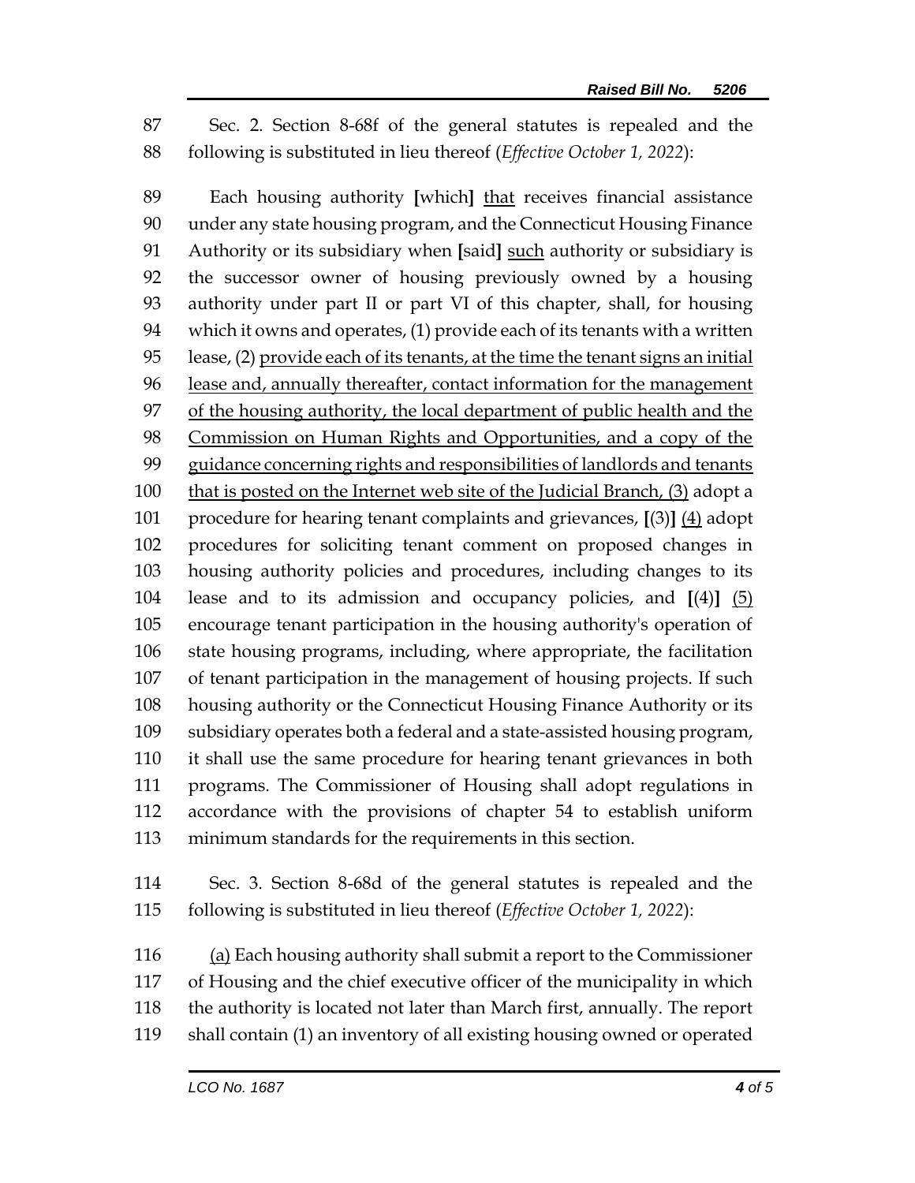Sec. 2. Section 8-68f of the general statutes is repealed and the following is substituted in lieu thereof (*Effective October 1, 2022*):

Each housing authority **[**which**]** <u>that</u> receives financial assistance under any state housing program, and the Connecticut Housing Finance Authority or its subsidiary when **[**said**]** <u>such</u> authority or subsidiary is the successor owner of housing previously owned by a housing authority under part II or part VI of this chapter, shall, for housing which it owns and operates, (1) provide each of its tenants with a written lease, (2) <u>provide each of its tenants, at the time the tenant signs an initial lease and, annually thereafter, contact information for the management of the housing authority, the local department of public health and the Commission on Human Rights and Opportunities, and a copy of the guidance concerning rights and responsibilities of landlords and tenants that is posted on the Internet web site of the Judicial Branch, (3)</u> adopt a procedure for hearing tenant complaints and grievances, **[**(3)**]** <u>(4)</u> adopt procedures for soliciting tenant comment on proposed changes in housing authority policies and procedures, including changes to its lease and to its admission and occupancy policies, and **[**(4)**]** <u>(5)</u> encourage tenant participation in the housing authority's operation of state housing programs, including, where appropriate, the facilitation of tenant participation in the management of housing projects. If such housing authority or the Connecticut Housing Finance Authority or its subsidiary operates both a federal and a state-assisted housing program, it shall use the same procedure for hearing tenant grievances in both programs. The Commissioner of Housing shall adopt regulations in accordance with the provisions of chapter 54 to establish uniform minimum standards for the requirements in this section.

Sec. 3. Section 8-68d of the general statutes is repealed and the following is substituted in lieu thereof (*Effective October 1, 2022*):

<u>(a)</u> Each housing authority shall submit a report to the Commissioner of Housing and the chief executive officer of the municipality in which the authority is located not later than March first, annually. The report shall contain (1) an inventory of all existing housing owned or operated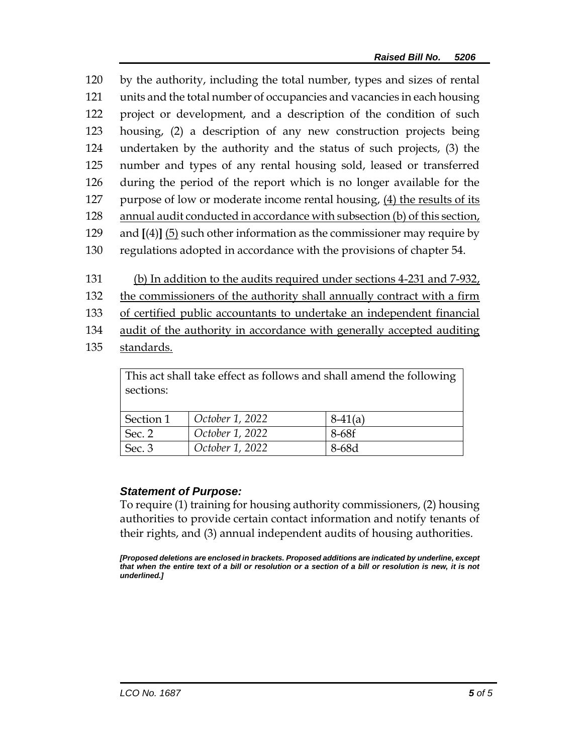by the authority, including the total number, types and sizes of rental units and the total number of occupancies and vacancies in each housing project or development, and a description of the condition of such housing, (2) a description of any new construction projects being undertaken by the authority and the status of such projects, (3) the number and types of any rental housing sold, leased or transferred during the period of the report which is no longer available for the purpose of low or moderate income rental housing, <u>(4) the results of its annual audit conducted in accordance with subsection (b) of this section,</u> and **[**(4)**]** <u>(5)</u> such other information as the commissioner may require by regulations adopted in accordance with the provisions of chapter 54.

<u>(b) In addition to the audits required under sections 4-231 and 7-932, the commissioners of the authority shall annually contract with a firm of certified public accountants to undertake an independent financial audit of the authority in accordance with generally accepted auditing standards.</u>

This act shall take effect as follows and shall amend the following sections:

| | | |
|---|---|---|
| Section 1 | *October 1, 2022* | 8-41(a) |
| Sec. 2 | *October 1, 2022* | 8-68f |
| Sec. 3 | *October 1, 2022* | 8-68d |

### *Statement of Purpose:*

To require (1) training for housing authority commissioners, (2) housing authorities to provide certain contact information and notify tenants of their rights, and (3) annual independent audits of housing authorities.

***[Proposed deletions are enclosed in brackets. Proposed additions are indicated by underline, except that when the entire text of a bill or resolution or a section of a bill or resolution is new, it is not underlined.]***